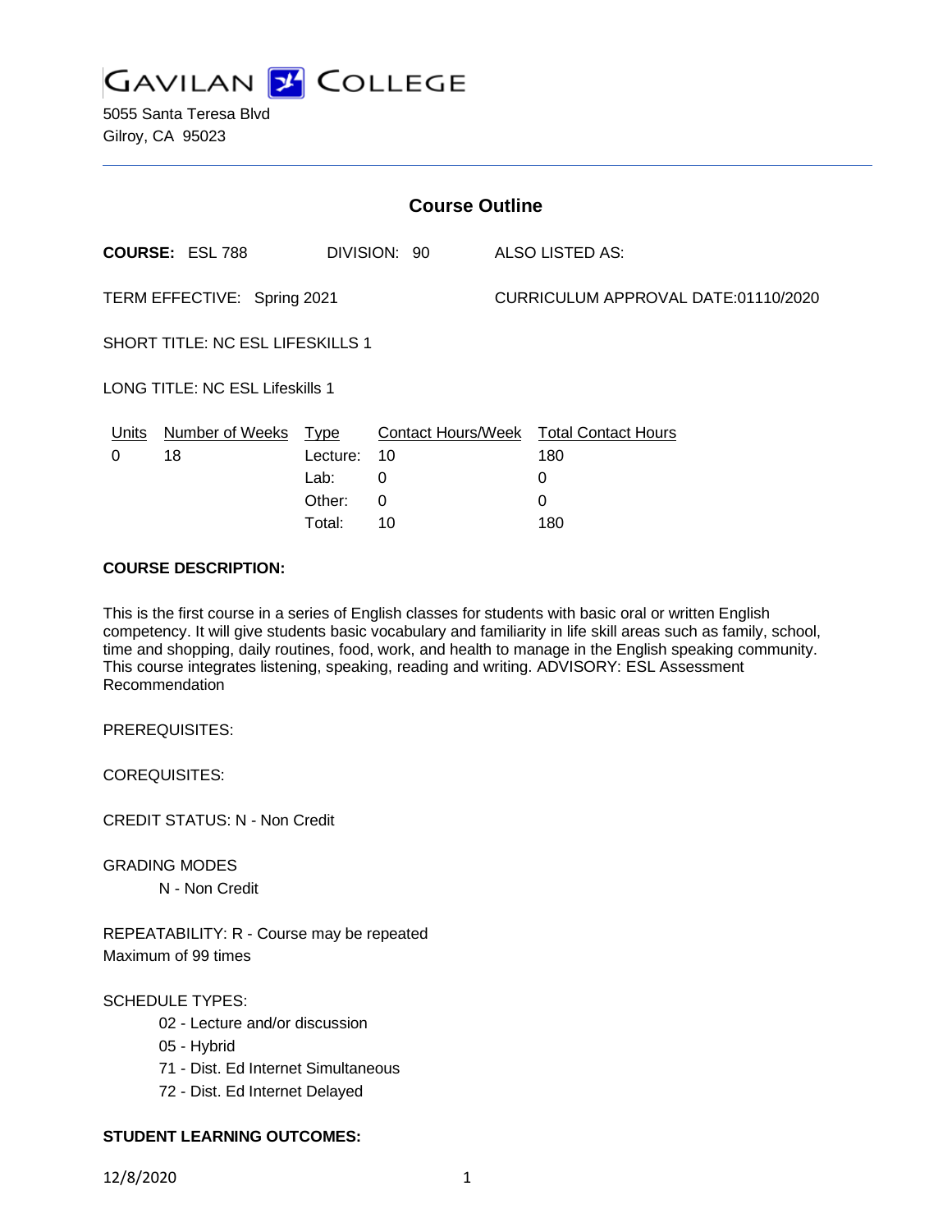# GAVILAN COLLEGE

5055 Santa Teresa Blvd
Gilroy, CA 95023

## Course Outline

**COURSE:** ESL 788 DIVISION: 90 ALSO LISTED AS:

TERM EFFECTIVE: Spring 2021 CURRICULUM APPROVAL DATE:01110/2020

SHORT TITLE: NC ESL LIFESKILLS 1

LONG TITLE: NC ESL Lifeskills 1

| Units | Number of Weeks | Type | Contact Hours/Week | Total Contact Hours |
|---|---|---|---|---|
| 0 | 18 | Lecture: | 10 | 180 |
| | | Lab: | 0 | 0 |
| | | Other: | 0 | 0 |
| | | Total: | 10 | 180 |

**COURSE DESCRIPTION:**

This is the first course in a series of English classes for students with basic oral or written English competency. It will give students basic vocabulary and familiarity in life skill areas such as family, school, time and shopping, daily routines, food, work, and health to manage in the English speaking community. This course integrates listening, speaking, reading and writing. ADVISORY: ESL Assessment Recommendation

PREREQUISITES:

COREQUISITES:

CREDIT STATUS: N - Non Credit

GRADING MODES

N - Non Credit

REPEATABILITY: R - Course may be repeated
Maximum of 99 times

SCHEDULE TYPES:

02 - Lecture and/or discussion
05 - Hybrid
71 - Dist. Ed Internet Simultaneous
72 - Dist. Ed Internet Delayed

**STUDENT LEARNING OUTCOMES:**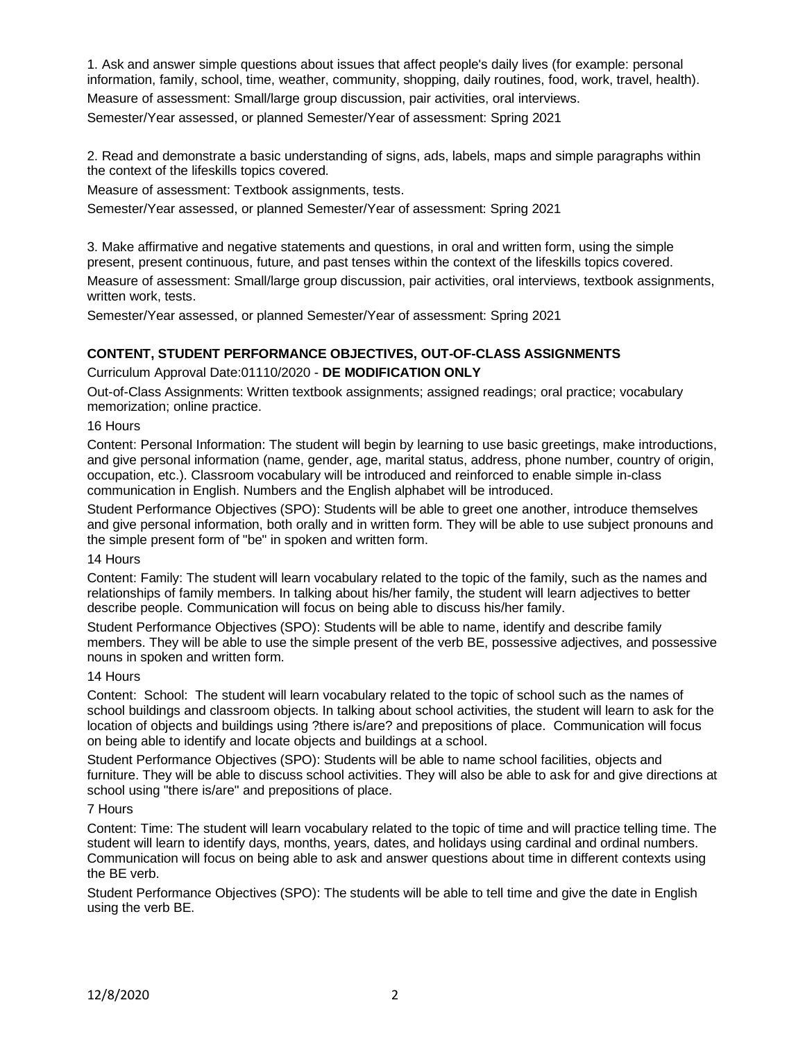1. Ask and answer simple questions about issues that affect people's daily lives (for example: personal information, family, school, time, weather, community, shopping, daily routines, food, work, travel, health).

Measure of assessment: Small/large group discussion, pair activities, oral interviews.

Semester/Year assessed, or planned Semester/Year of assessment: Spring 2021

2. Read and demonstrate a basic understanding of signs, ads, labels, maps and simple paragraphs within the context of the lifeskills topics covered.

Measure of assessment: Textbook assignments, tests.

Semester/Year assessed, or planned Semester/Year of assessment: Spring 2021

3. Make affirmative and negative statements and questions, in oral and written form, using the simple present, present continuous, future, and past tenses within the context of the lifeskills topics covered.

Measure of assessment: Small/large group discussion, pair activities, oral interviews, textbook assignments, written work, tests.

Semester/Year assessed, or planned Semester/Year of assessment: Spring 2021

### CONTENT, STUDENT PERFORMANCE OBJECTIVES, OUT-OF-CLASS ASSIGNMENTS

Curriculum Approval Date:01110/2020 - **DE MODIFICATION ONLY**

Out-of-Class Assignments: Written textbook assignments; assigned readings; oral practice; vocabulary memorization; online practice.

16 Hours

Content: Personal Information: The student will begin by learning to use basic greetings, make introductions, and give personal information (name, gender, age, marital status, address, phone number, country of origin, occupation, etc.). Classroom vocabulary will be introduced and reinforced to enable simple in-class communication in English. Numbers and the English alphabet will be introduced.

Student Performance Objectives (SPO): Students will be able to greet one another, introduce themselves and give personal information, both orally and in written form. They will be able to use subject pronouns and the simple present form of "be" in spoken and written form.

14 Hours

Content: Family: The student will learn vocabulary related to the topic of the family, such as the names and relationships of family members. In talking about his/her family, the student will learn adjectives to better describe people. Communication will focus on being able to discuss his/her family.

Student Performance Objectives (SPO): Students will be able to name, identify and describe family members. They will be able to use the simple present of the verb BE, possessive adjectives, and possessive nouns in spoken and written form.

14 Hours

Content: School: The student will learn vocabulary related to the topic of school such as the names of school buildings and classroom objects. In talking about school activities, the student will learn to ask for the location of objects and buildings using ?there is/are? and prepositions of place. Communication will focus on being able to identify and locate objects and buildings at a school.

Student Performance Objectives (SPO): Students will be able to name school facilities, objects and furniture. They will be able to discuss school activities. They will also be able to ask for and give directions at school using "there is/are" and prepositions of place.

7 Hours

Content: Time: The student will learn vocabulary related to the topic of time and will practice telling time. The student will learn to identify days, months, years, dates, and holidays using cardinal and ordinal numbers. Communication will focus on being able to ask and answer questions about time in different contexts using the BE verb.

Student Performance Objectives (SPO): The students will be able to tell time and give the date in English using the verb BE.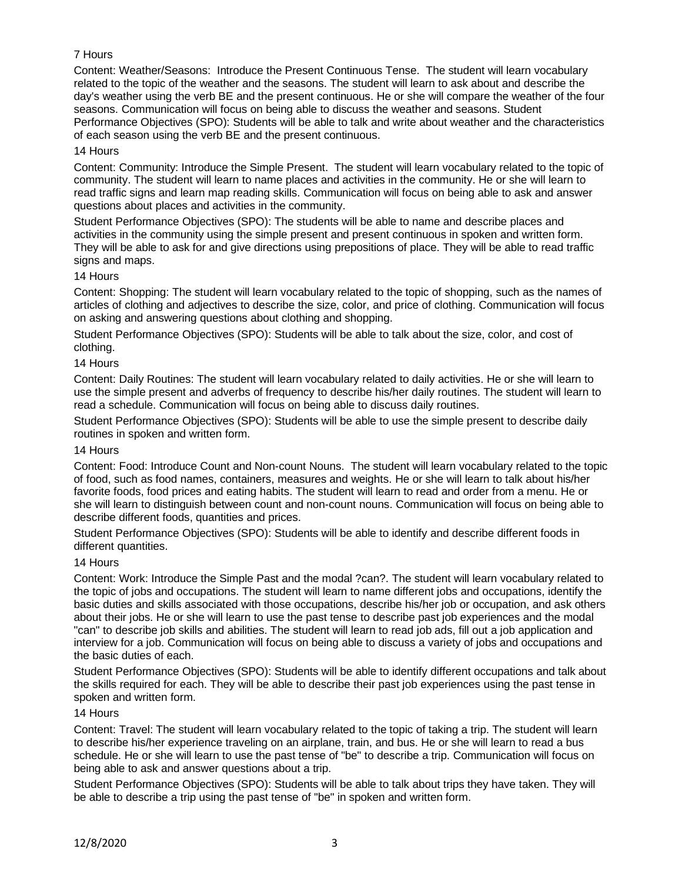7 Hours

Content: Weather/Seasons: Introduce the Present Continuous Tense. The student will learn vocabulary related to the topic of the weather and the seasons. The student will learn to ask about and describe the day's weather using the verb BE and the present continuous. He or she will compare the weather of the four seasons. Communication will focus on being able to discuss the weather and seasons. Student Performance Objectives (SPO): Students will be able to talk and write about weather and the characteristics of each season using the verb BE and the present continuous.

14 Hours

Content: Community: Introduce the Simple Present. The student will learn vocabulary related to the topic of community. The student will learn to name places and activities in the community. He or she will learn to read traffic signs and learn map reading skills. Communication will focus on being able to ask and answer questions about places and activities in the community.

Student Performance Objectives (SPO): The students will be able to name and describe places and activities in the community using the simple present and present continuous in spoken and written form. They will be able to ask for and give directions using prepositions of place. They will be able to read traffic signs and maps.

14 Hours

Content: Shopping: The student will learn vocabulary related to the topic of shopping, such as the names of articles of clothing and adjectives to describe the size, color, and price of clothing. Communication will focus on asking and answering questions about clothing and shopping.

Student Performance Objectives (SPO): Students will be able to talk about the size, color, and cost of clothing.

14 Hours

Content: Daily Routines: The student will learn vocabulary related to daily activities. He or she will learn to use the simple present and adverbs of frequency to describe his/her daily routines. The student will learn to read a schedule. Communication will focus on being able to discuss daily routines.

Student Performance Objectives (SPO): Students will be able to use the simple present to describe daily routines in spoken and written form.

14 Hours

Content: Food: Introduce Count and Non-count Nouns. The student will learn vocabulary related to the topic of food, such as food names, containers, measures and weights. He or she will learn to talk about his/her favorite foods, food prices and eating habits. The student will learn to read and order from a menu. He or she will learn to distinguish between count and non-count nouns. Communication will focus on being able to describe different foods, quantities and prices.

Student Performance Objectives (SPO): Students will be able to identify and describe different foods in different quantities.

14 Hours

Content: Work: Introduce the Simple Past and the modal ?can?. The student will learn vocabulary related to the topic of jobs and occupations. The student will learn to name different jobs and occupations, identify the basic duties and skills associated with those occupations, describe his/her job or occupation, and ask others about their jobs. He or she will learn to use the past tense to describe past job experiences and the modal "can" to describe job skills and abilities. The student will learn to read job ads, fill out a job application and interview for a job. Communication will focus on being able to discuss a variety of jobs and occupations and the basic duties of each.

Student Performance Objectives (SPO): Students will be able to identify different occupations and talk about the skills required for each. They will be able to describe their past job experiences using the past tense in spoken and written form.

14 Hours

Content: Travel: The student will learn vocabulary related to the topic of taking a trip. The student will learn to describe his/her experience traveling on an airplane, train, and bus. He or she will learn to read a bus schedule. He or she will learn to use the past tense of "be" to describe a trip. Communication will focus on being able to ask and answer questions about a trip.

Student Performance Objectives (SPO): Students will be able to talk about trips they have taken. They will be able to describe a trip using the past tense of "be" in spoken and written form.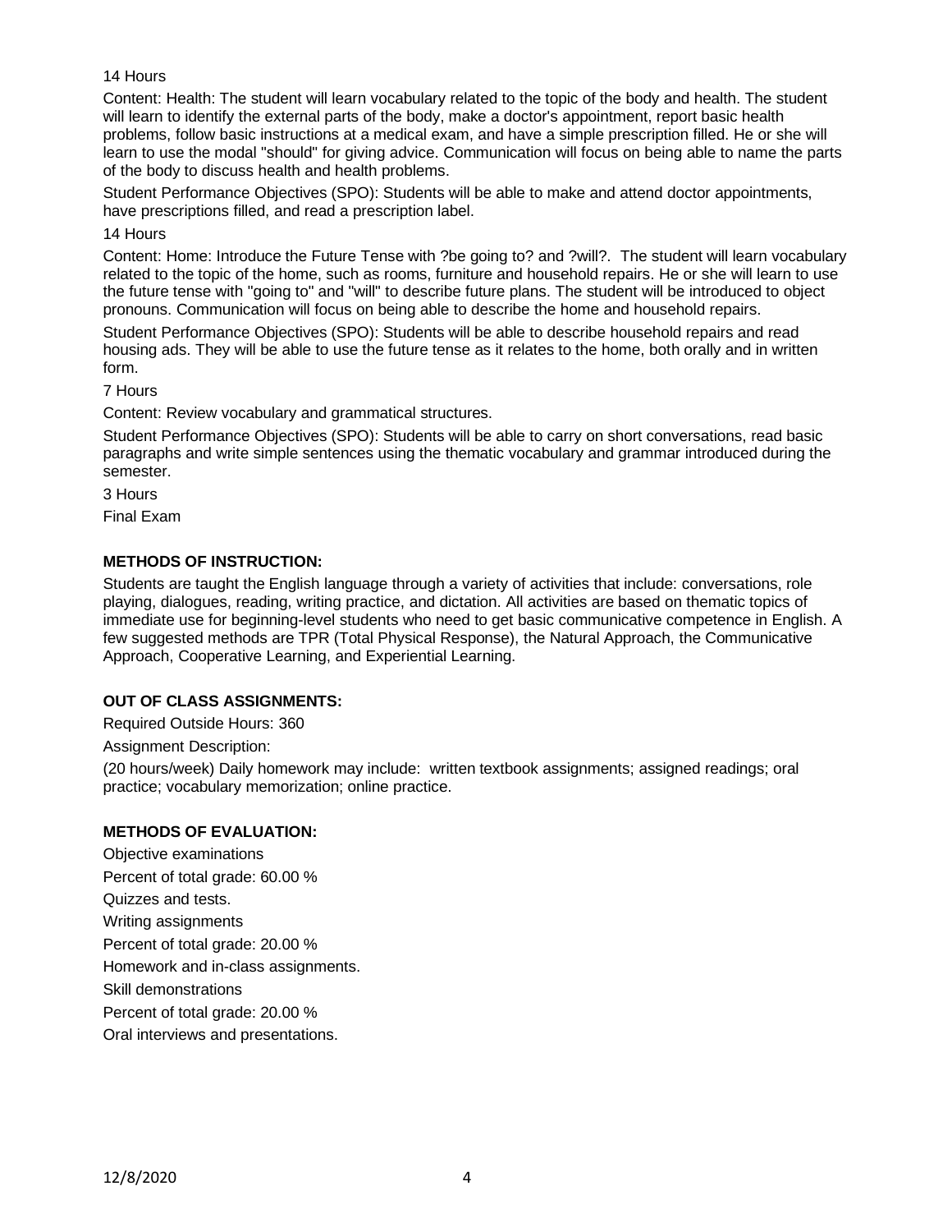14 Hours

Content: Health: The student will learn vocabulary related to the topic of the body and health. The student will learn to identify the external parts of the body, make a doctor's appointment, report basic health problems, follow basic instructions at a medical exam, and have a simple prescription filled. He or she will learn to use the modal "should" for giving advice. Communication will focus on being able to name the parts of the body to discuss health and health problems.

Student Performance Objectives (SPO): Students will be able to make and attend doctor appointments, have prescriptions filled, and read a prescription label.

14 Hours

Content: Home: Introduce the Future Tense with ?be going to? and ?will?. The student will learn vocabulary related to the topic of the home, such as rooms, furniture and household repairs. He or she will learn to use the future tense with "going to" and "will" to describe future plans. The student will be introduced to object pronouns. Communication will focus on being able to describe the home and household repairs.

Student Performance Objectives (SPO): Students will be able to describe household repairs and read housing ads. They will be able to use the future tense as it relates to the home, both orally and in written form.

7 Hours

Content: Review vocabulary and grammatical structures.

Student Performance Objectives (SPO): Students will be able to carry on short conversations, read basic paragraphs and write simple sentences using the thematic vocabulary and grammar introduced during the semester.

3 Hours

Final Exam

**METHODS OF INSTRUCTION:**

Students are taught the English language through a variety of activities that include: conversations, role playing, dialogues, reading, writing practice, and dictation. All activities are based on thematic topics of immediate use for beginning-level students who need to get basic communicative competence in English. A few suggested methods are TPR (Total Physical Response), the Natural Approach, the Communicative Approach, Cooperative Learning, and Experiential Learning.

**OUT OF CLASS ASSIGNMENTS:**

Required Outside Hours: 360

Assignment Description:

(20 hours/week) Daily homework may include: written textbook assignments; assigned readings; oral practice; vocabulary memorization; online practice.

**METHODS OF EVALUATION:**

Objective examinations

Percent of total grade: 60.00 %

Quizzes and tests.

Writing assignments

Percent of total grade: 20.00 %

Homework and in-class assignments.

Skill demonstrations

Percent of total grade: 20.00 %

Oral interviews and presentations.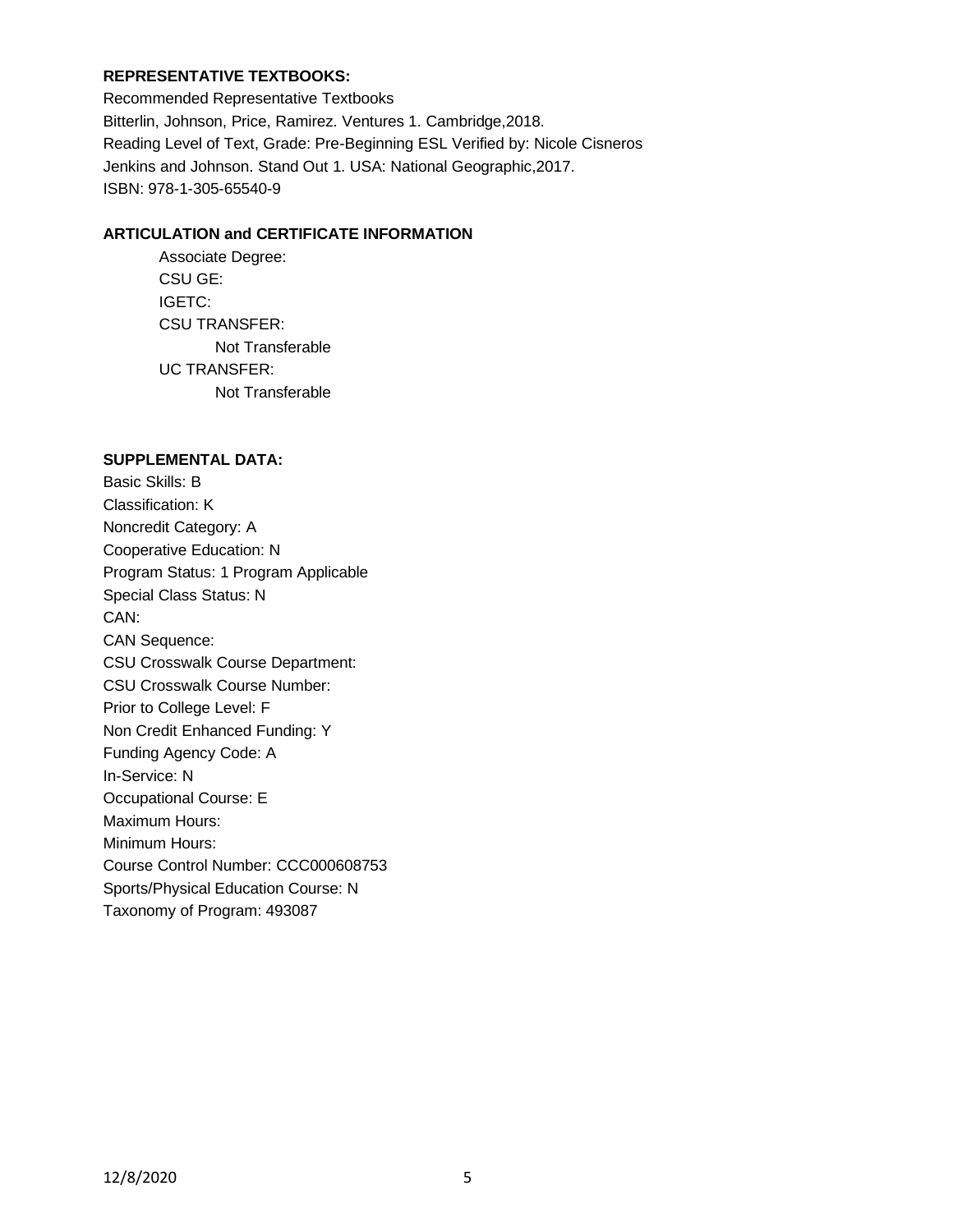**REPRESENTATIVE TEXTBOOKS:**

Recommended Representative Textbooks
Bitterlin, Johnson, Price, Ramirez. Ventures 1. Cambridge,2018.
Reading Level of Text, Grade: Pre-Beginning ESL Verified by: Nicole Cisneros
Jenkins and Johnson. Stand Out 1. USA: National Geographic,2017.
ISBN: 978-1-305-65540-9

**ARTICULATION and CERTIFICATE INFORMATION**

Associate Degree:
CSU GE:
IGETC:
CSU TRANSFER:
Not Transferable
UC TRANSFER:
Not Transferable

**SUPPLEMENTAL DATA:**

Basic Skills: B
Classification: K
Noncredit Category: A
Cooperative Education: N
Program Status: 1 Program Applicable
Special Class Status: N
CAN:
CAN Sequence:
CSU Crosswalk Course Department:
CSU Crosswalk Course Number:
Prior to College Level: F
Non Credit Enhanced Funding: Y
Funding Agency Code: A
In-Service: N
Occupational Course: E
Maximum Hours:
Minimum Hours:
Course Control Number: CCC000608753
Sports/Physical Education Course: N
Taxonomy of Program: 493087